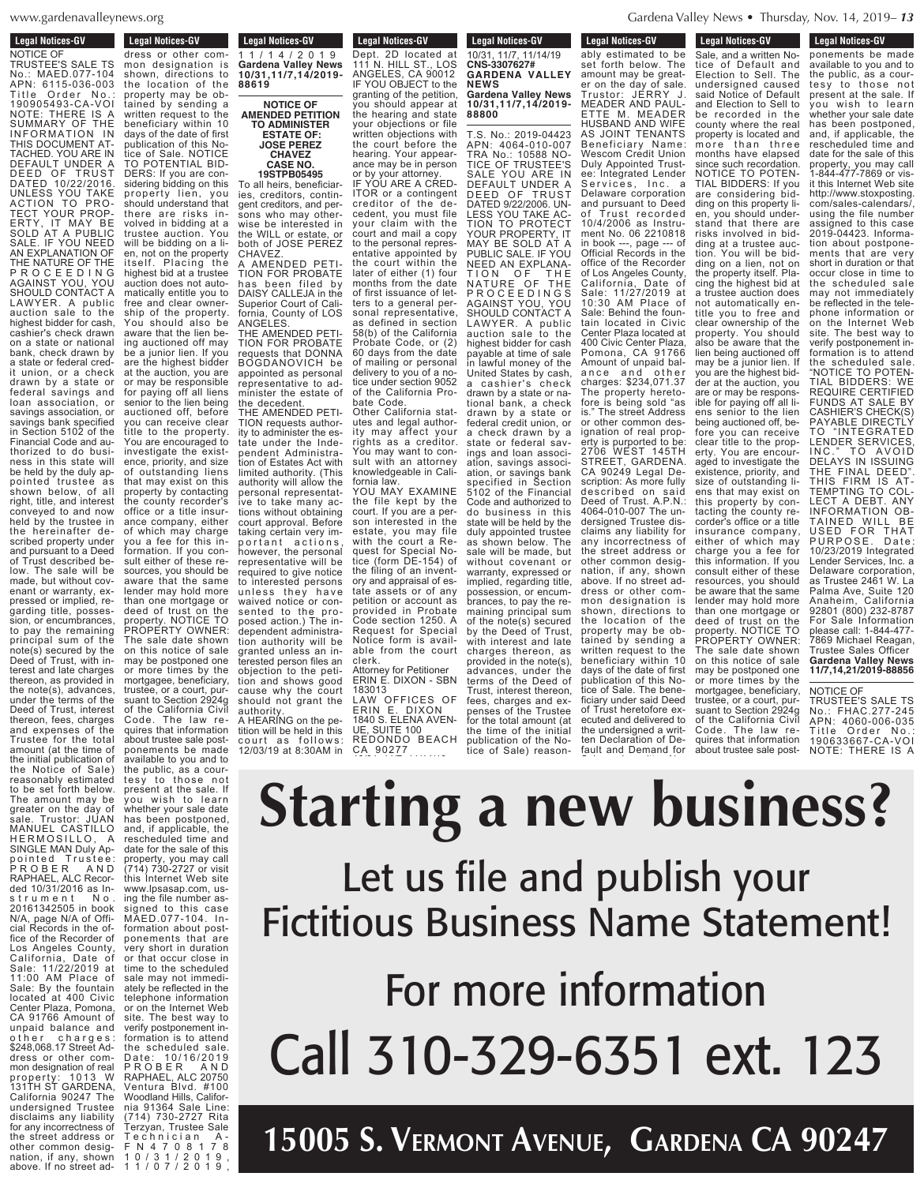**Legal Notices-GV**

NOTICE OF TRUSTEE'S SALE TS No.: MAED.077-104 APN: 6115-036-003 Title Order No.: 190905493-CA-VOI NOTE: THERE IS A SUMMARY OF THE INFORMATION IN THIS DOCUMENT ATTACHED. YOU ARE IN DEFAULT UNDER A DEED OF TRUST DATED 10/22/2016. UNLESS YOU TAKE ACTION TO PROTECT YOUR PROPERTY, IT MAY BE SOLD AT A PUBLIC SALE. IF YOU NEED AN EXPLANATION OF THE NATURE OF THE PROCEEDING AGAINST YOU, YOU SHOULD CONTACT A LAWYER. A public auction sale to the highest bidder for cash, cashier's check drawn on a state or national bank, check drawn by a state or federal credit union, or a check drawn by a state or federal savings and loan association, or savings association, or savings bank specified in Section 5102 of the Financial Code and authorized to do business in this state will be held by the duly appointed trustee as shown below, of all right, title, and interest conveyed to and now held by the trustee in the hereinafter described property under and pursuant to a Deed of Trust described below. The sale will be made, but without covenant or warranty, expressed or implied, regarding title, possession, or encumbrances, to pay the remaining principal sum of the note(s) secured by the Deed of Trust, with interest and late charges thereon, as provided in the note(s), advances, under the terms of the Deed of Trust, interest thereon, fees, charges and expenses of the Trustee for the total amount (at the time of the initial publication of the Notice of Sale) reasonably estimated to be set forth below. The amount may be greater on the day of sale. Trustor: JUAN MANUEL CASTILLO HERMOSILLO, A SINGLE MAN Duly Appointed Trustee: PROBER AND RAPHAEL, ALC Recorded 10/31/2016 as Instrument No. 20161342505 in book N/A, page N/A of Official Records in the office of the Recorder of Los Angeles County, California, Date of Sale: 11/22/2019 at 11:00 AM Place of Sale: By the fountain located at 400 Civic Center Plaza, Pomona, CA 91766 Amount of unpaid balance and other charges: $248,068.17 Street Address or other common designation of real property: 1013 W 131TH ST GARDENA, California 90247 The undersigned Trustee disclaims any liability for any incorrectness of the street address or other common designation, if any, shown above. If no street address or other common designation is shown, directions to the location of the property may be obtained by sending a written request to the beneficiary within 10 days of the date of first publication of this Notice of Sale. NOTICE TO POTENTIAL BIDDERS: If you are considering bidding on this property lien, you should understand that there are risks involved in bidding at a trustee auction. You will be bidding on a lien, not on the property itself. Placing the highest bid at a trustee auction does not automatically entitle you to free and clear ownership of the property. You should also be aware that the lien being auctioned off may be a junior lien. If you are the highest bidder at the auction, you are or may be responsible for paying off all liens senior to the lien being auctioned off, before you can receive clear title to the property. You are encouraged to investigate the existence, priority, and size of outstanding liens that may exist on this property by contacting the county recorder's office or a title insurance company, either of which may charge you a fee for this information. If you consult either of these resources, you should be aware that the same lender may hold more than one mortgage or deed of trust on the property. NOTICE TO PROPERTY OWNER: The sale date shown on this notice of sale may be postponed one or more times by the mortgagee, beneficiary, trustee, or a court, pursuant to Section 2924g of the California Civil Code. The law requires that information about trustee sale postponements be made available to you and to the public, as a courtesy to those not present at the sale. If you wish to learn whether your sale date has been postponed, and, if applicable, the rescheduled time and date for the sale of this property, you may call (714) 730-2727 or visit this Internet Web site www.lpsasap.com, using the file number assigned to this case MAED.077-104. Information about postponements that are very short in duration or that occur close in time to the scheduled sale may not immediately be reflected in the telephone information or on the Internet Web site. The best way to verify postponement information is to attend the scheduled sale. Date: 10/16/2019 PROBER AND RAPHAEL, ALC 20750 Ventura Blvd. #100 Woodland Hills, California 91364 Sale Line: (714) 730-2727 Rita Terzyan, Trustee Sale Technician A-FN4708178 10/31/2019, 11/07/2019, 11/14/2019
**Gardena Valley News 10/31,11/7,14/2019-88619**

**NOTICE OF AMENDED PETITION TO ADMINISTER ESTATE OF: JOSE PEREZ CHAVEZ CASE NO. 19STPB05495**

To all heirs, beneficiaries, creditors, contingent creditors, and persons who may otherwise be interested in the WILL or estate, or both of JOSE PEREZ CHAVEZ.

A AMENDED PETITION FOR PROBATE has been filed by DAISY CALLEJA in the Superior Court of California, County of LOS ANGELES.

THE AMENDED PETITION FOR PROBATE requests that DONNA BOGDANOVICH be appointed as personal representative to administer the estate of the decedent.

THE AMENDED PETITION requests authority to administer the estate under the Independent Administration of Estates Act with limited authority. (This authority will allow the personal representative to take many actions without obtaining court approval. Before taking certain very important actions, however, the personal representative will be required to give notice to interested persons unless they have waived notice or consented to the proposed action.) The independent administration authority will be granted unless an interested person files an objection to the petition and shows good cause why the court should not grant the authority.

A HEARING on the petition will be held in this court as follows: 12/03/19 at 8:30AM in Dept. 2D located at 111 N. HILL ST., LOS ANGELES, CA 90012

IF YOU OBJECT to the granting of the petition, you should appear at the hearing and state your objections or file written objections with the court before the hearing. Your appearance may be in person or by your attorney.

IF YOU ARE A CREDITOR or a contingent creditor of the decedent, you must file your claim with the court and mail a copy to the personal representative appointed by the court within the later of either (1) four months from the date of first issuance of letters to a general personal representative, as defined in section 58(b) of the California Probate Code, or (2) 60 days from the date of mailing or personal delivery to you of a notice under section 9052 of the California Probate Code.

Other California statutes and legal authority may affect your rights as a creditor. You may want to consult with an attorney knowledgeable in California law.

YOU MAY EXAMINE the file kept by the court. If you are a person interested in the estate, you may file with the court a Request for Special Notice (form DE-154) of the filing of an inventory and appraisal of estate assets or of any petition or account as provided in Probate Code section 1250. A Request for Special Notice form is available from the court clerk.

Attorney for Petitioner
ERIN E. DIXON - SBN 183013
LAW OFFICES OF ERIN E. DIXON
1840 S. ELENA AVENUE, SUITE 100
REDONDO BEACH CA 90277

10/31, 11/7, 11/14/19
**CNS-3307627#**
**GARDENA VALLEY NEWS**
**Gardena Valley News 10/31,11/7,14/2019-88800**

T.S. No.: 2019-04423 APN: 4064-010-007 TRA No.: 10588 NOTICE OF TRUSTEE'S SALE YOU ARE IN DEFAULT UNDER A DEED OF TRUST DATED 9/22/2006. UNLESS YOU TAKE ACTION TO PROTECT YOUR PROPERTY, IT MAY BE SOLD AT A PUBLIC SALE. IF YOU NEED AN EXPLANATION OF THE NATURE OF THE PROCEEDINGS AGAINST YOU, YOU SHOULD CONTACT A LAWYER. A public auction sale to the highest bidder for cash payable at time of sale in lawful money of the United States by cash, a cashier's check drawn by a state or national bank, a check drawn by a state or federal credit union, or a check drawn by a state or federal savings and loan association, savings association, or savings bank specified in Section 5102 of the Financial Code and authorized to do business in this state will be held by the duly appointed trustee as shown below. The sale will be made, but without covenant or warranty, expressed or implied, regarding title, possession, or encumbrances, to pay the remaining principal sum of the note(s) secured by the Deed of Trust, with interest and late charges thereon, as provided in the note(s), advances, under the terms of the Deed of Trust, interest thereon, fees, charges and expenses of the Trustee for the total amount (at the time of the initial publication of the Notice of Sale) reasonably estimated to be set forth below. The amount may be greater on the day of sale. Trustor: JERRY J. MEADER AND PAULETTE M. MEADER HUSBAND AND WIFE AS JOINT TENANTS Beneficiary Name: Wescom Credit Union Duly Appointed Trustee: Integrated Lender Services, Inc. a Delaware corporation and pursuant to Deed of Trust recorded 10/4/2006 as Instrument No. 06 2210818 in book ---, page --- of Official Records in the office of the Recorder of Los Angeles County, California, Date of Sale: 11/27/2019 at 10:30 AM Place of Sale: Behind the fountain located in Civic Center Plaza located at 400 Civic Center Plaza, Pomona, CA 91766 Amount of unpaid balance and other charges: $234,071.37 The property heretofore is being sold "as is." The street Address or other common designation of real property is purported to be: 2706 WEST 145TH STREET, GARDENA, CA 90249 Legal Description: As more fully described on said Deed of Trust. A.P.N.: 4064-010-007 The undersigned Trustee disclaims any liability for any incorrectness of the street address or other common designation, if any, shown above. If no street address or other common designation is shown, directions to the location of the property may be obtained by sending a written request to the beneficiary within 10 days of the date of first publication of this Notice of Sale. The beneficiary under said Deed of Trust heretofore executed and delivered to the undersigned a written Declaration of Default and Demand for Sale, and a written Notice of Default and Election to Sell. The undersigned caused said Notice of Default and Election to Sell to be recorded in the county where the real property is located and more than three months have elapsed since such recordation. NOTICE TO POTENTIAL BIDDERS: If you are considering bidding on this property lien, you should understand that there are risks involved in bidding at a trustee auction. You will be bidding on a lien, not on the property itself. Placing the highest bid at a trustee auction does not automatically entitle you to free and clear ownership of the property. You should also be aware that the lien being auctioned off may be a junior lien. If you are the highest bidder at the auction, you are or may be responsible for paying off all liens senior to the lien being auctioned off, before you can receive clear title to the property. You are encouraged to investigate the existence, priority, and size of outstanding liens that may exist on this property by contacting the county recorder's office or a title insurance company, either of which may charge you a fee for this information. If you consult either of these resources, you should be aware that the same lender may hold more than one mortgage or deed of trust on the property. NOTICE TO PROPERTY OWNER: The sale date shown on this notice of sale may be postponed one or more times by the mortgagee, beneficiary, trustee, or a court, pursuant to Section 2924g of the California Civil Code. The law requires that information about trustee sale postponements be made available to you and to the public, as a courtesy to those not present at the sale. If you wish to learn whether your sale date has been postponed, and, if applicable, the rescheduled time and date for the sale of this property, you may call 1-844-477-7869 or visit this Internet Web site http://www.stoxposting.com/sales-calendars/, using the file number assigned to this case 2019-04423. Information about postponements that are very short in duration or that occur close in time to the scheduled sale may not immediately be reflected in the telephone information or on the Internet Web site. The best way to verify postponement information is to attend the scheduled sale. "NOTICE TO POTENTIAL BIDDERS: WE REQUIRE CERTIFIED FUNDS AT SALE BY CASHIER'S CHECK(S) PAYABLE DIRECTLY TO "INTEGRATED LENDER SERVICES, INC." TO AVOID DELAYS IN ISSUING THE FINAL DEED". THIS FIRM IS ATTEMPTING TO COLLECT A DEBT. ANY INFORMATION OBTAINED WILL BE USED FOR THAT PURPOSE. Date: 10/23/2019 Integrated Lender Services, Inc. a Delaware corporation, as Trustee 2461 W. La Palma Ave, Suite 120 Anaheim, California 92801 (800) 232-8787 For Sale Information please call: 1-844-477-7869 Michael Reagan, Trustee Sales Officer
**Gardena Valley News 11/7,14,21/2019-88856**

NOTICE OF TRUSTEE'S SALE TS No.: FHAC.277-245 APN: 4060-006-035 Title Order No.: 190633667-CA-VOI NOTE: THERE IS A

# Starting a new business?

## Let us file and publish your Fictitious Business Name Statement!

## For more information

# Call 310-329-6351 ext. 123

**15005 S. Vermont Avenue, Gardena CA 90247**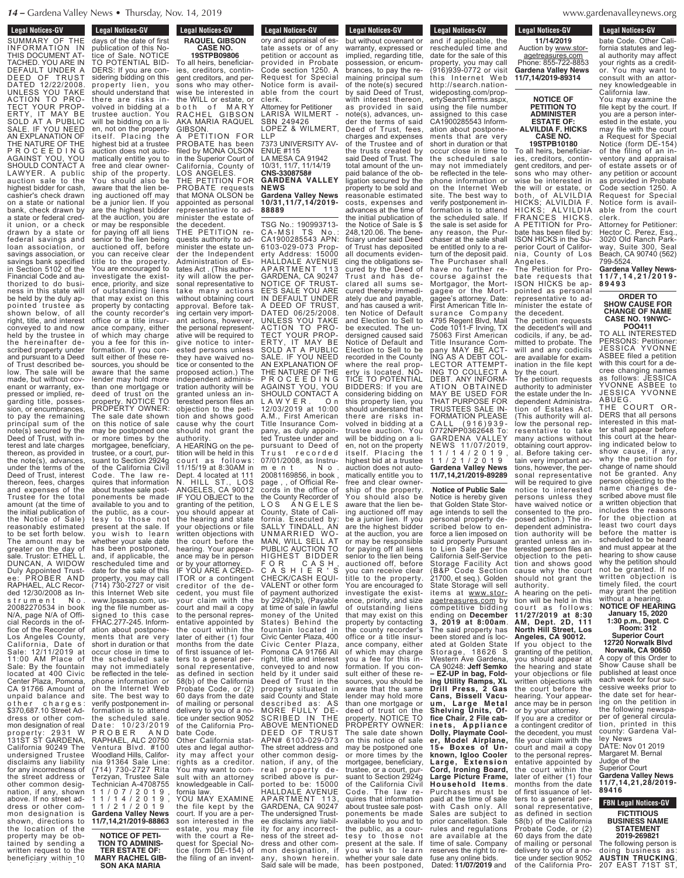**Legal Notices-GV**

SUMMARY OF THE INFORMATION IN THIS DOCUMENT ATTACHED. YOU ARE IN DEFAULT UNDER A DEED OF TRUST DATED 12/22/2008. UNLESS YOU TAKE ACTION TO PROTECT YOUR PROPERTY, IT MAY BE SOLD AT A PUBLIC SALE. IF YOU NEED AN EXPLANATION OF THE NATURE OF THE PROCEEDING AGAINST YOU, YOU SHOULD CONTACT A LAWYER. A public auction sale to the highest bidder for cash, cashier's check drawn on a state or national bank, check drawn by a state or federal credit union, or a check drawn by a state or federal savings and loan association, or savings association, or savings bank specified in Section 5102 of the Financial Code and authorized to do business in this state will be held by the duly appointed trustee as shown below, of all right, title, and interest conveyed to and now held by the trustee in the hereinafter described property under and pursuant to a Deed of Trust described below. The sale will be made, but without covenant or warranty, expressed or implied, regarding title, possession, or encumbrances, to pay the remaining principal sum of the note(s) secured by the Deed of Trust, with interest and late charges thereon, as provided in the note(s), advances, under the terms of the Deed of Trust, interest thereon, fees, charges and expenses of the Trustee for the total amount (at the time of the initial publication of the Notice of Sale) reasonably estimated to be set forth below. The amount may be greater on the day of sale. Trustor: ETHEL L. DUNCAN, A WIDOW Duly Appointed Trustee: PROBER AND RAPHAEL, ALC Recorded 12/30/2008 as Instrument No. 20082270534 in book N/A, page N/A of Official Records in the office of the Recorder of Los Angeles County, California, Date of Sale: 12/11/2019 at 11:00 AM Place of Sale: By the fountain located at 400 Civic Center Plaza, Pomona, CA 91766 Amount of unpaid balance and other charges: $370,687.10 Street Address or other common designation of real property: 2931 W 131ST ST GARDENA, California 90249 The undersigned Trustee disclaims any liability for any incorrectness of the street address or other common designation, if any, shown above. If no street address or other common designation is shown, directions to the location of the property may be obtained by sending a written request to the beneficiary within 10 days of the date of first publication of this Notice of Sale. NOTICE TO POTENTIAL BIDDERS: If you are considering bidding on this property lien, you should understand that there are risks involved in bidding at a trustee auction. You will be bidding on a lien, not on the property itself. Placing the highest bid at a trustee auction does not automatically entitle you to free and clear ownership of the property. You should also be aware that the lien being auctioned off may be a junior lien. If you are the highest bidder at the auction, you are or may be responsible for paying off all liens senior to the lien being auctioned off, before you can receive clear title to the property. You are encouraged to investigate the existence, priority, and size of outstanding liens that may exist on this property by contacting the county recorder's office or a title insurance company, either of which may charge you a fee for this information. If you consult either of these resources, you should be aware that the same lender may hold more than one mortgage or deed of trust on the property. NOTICE TO PROPERTY OWNER: The sale date shown on this notice of sale may be postponed one or more times by the mortgagee, beneficiary, trustee, or a court, pursuant to Section 2924g of the California Civil Code. The law requires that information about trustee sale postponements be made available to you and to the public, as a courtesy to those not present at the sale. If you wish to learn whether your sale date has been postponed, and, if applicable, the rescheduled time and date for the sale of this property, you may call (714) 730-2727 or visit this Internet Web site www.lpsasap.com, using the file number assigned to this case FHAC.277-245. Information about postponements that are very short in duration or that occur close in time to the scheduled sale may not immediately be reflected in the telephone information or on the Internet Web site. The best way to verify postponement information is to attend the scheduled sale. Date: 10/23/2019 PROBER AND RAPHAEL, ALC 20750 Ventura Blvd. #100 Woodland Hills, California 91364 Sale Line: (714) 730-2727 Rita Terzyan, Trustee Sale Technician A-4708755 11/07/2019, 11/14/2019, 11/21/2019

**Gardena Valley News 11/7,14,21/2019-88863**

---

**NOTICE OF PETITION TO ADMINISTER ESTATE OF: MARY RACHEL GIBSON AKA MARIA RAQUEL GIBSON CASE NO. 19STPB09806**

To all heirs, beneficiaries, creditors, contingent creditors, and persons who may otherwise be interested in the WILL or estate, or both of MARY RACHEL GIBSON AKA MARIA RAQUEL GIBSON.

A PETITION FOR PROBATE has been filed by MONA OLSON in the Superior Court of California, County of LOS ANGELES.

THE PETITION FOR PROBATE requests that MONA OLSON be appointed as personal representative to administer the estate of the decedent.

THE PETITION requests authority to administer the estate under the Independent Administration of Estates Act. (This authority will allow the personal representative to take many actions without obtaining court approval. Before taking certain very important actions, however, the personal representative will be required to give notice to interested persons unless they have waived notice or consented to the proposed action.) The independent administration authority will be granted unless an interested person files an objection to the petition and shows good cause why the court should not grant the authority.

A HEARING on the petition will be held in this court as follows: 11/15/19 at 8:30AM in Dept. 4 located at 111 N. HILL ST., LOS ANGELES, CA 90012

IF YOU OBJECT to the granting of the petition, you should appear at the hearing and state your objections or file written objections with the court before the hearing. Your appearance may be in person or by your attorney.

IF YOU ARE A CREDITOR or a contingent creditor of the decedent, you must file your claim with the court and mail a copy to the personal representative appointed by the court within the later of either (1) four months from the date of first issuance of letters to a general personal representative, as defined in section 58(b) of the California Probate Code, or (2) 60 days from the date of mailing or personal delivery to you of a notice under section 9052 of the California Probate Code.

Other California statutes and legal authority may affect your rights as a creditor. You may want to consult with an attorney knowledgeable in California law.

YOU MAY EXAMINE the file kept by the court. If you are a person interested in the estate, you may file with the court a Request for Special Notice (form DE-154) of the filing of an inventory and appraisal of estate assets or of any petition or account as provided in Probate Code section 1250. A Request for Special Notice form is available from the court clerk.

Attorney for Petitioner LARISA WILMERT - SBN 249426 LOPEZ & WILMERT, LLP 7373 UNIVERSITY AVENUE #115 LA MESA CA 91942 10/31, 11/7, 11/14/19 CNS-3308758#

**GARDENA VALLEY NEWS Gardena Valley News 10/31,11/7,14/2019-88889**

---

TSG No.: 190993713-CA-MSI TS No.: CA1900285543 APN: 6103-029-073 Property Address: 15000 HALLDALE AVENUE APARTMENT 113 GARDENA, CA 90247 NOTICE OF TRUSTEE'S SALE YOU ARE IN DEFAULT UNDER A DEED OF TRUST, DATED 06/25/2008. UNLESS YOU TAKE ACTION TO PROTECT YOUR PROPERTY, IT MAY BE SOLD AT A PUBLIC SALE. IF YOU NEED AN EXPLANATION OF THE NATURE OF THE PROCEEDING AGAINST YOU, YOU SHOULD CONTACT A LAWYER. On 12/03/2019 at 10:00 A.M., First American Title Insurance Company, as duly appointed Trustee under and pursuant to Deed of Trust recorded 07/01/2008, as Instrument No. 20081169856, in book , page , , of Official Records in the office of the County Recorder of LOS ANGELES County, State of California. Executed by: SALLY TINDALL, AN UNMARRIED WOMAN, WILL SELL AT PUBLIC AUCTION TO HIGHEST BIDDER FOR CASH, CASHIER'S CHECK/CASH EQUIVALENT or other form of payment authorized by 2924h(b), (Payable at time of sale in lawful money of the United States) Behind the fountain located in Civic Center Plaza, 400 Civic Center Plaza, Pomona CA 91766 All right, title and interest conveyed to and now held by it under said Deed of Trust in the property situated in said County and State described as: AS MORE FULLY DESCRIBED IN THE ABOVE MENTIONED DEED OF TRUST APN# 6103-029-073 The street address and other common designation, if any, of the real property described above is purported to be: 15000 HALLDALE AVENUE APARTMENT 113, GARDENA, CA 90247 The undersigned Trustee disclaims any liability for any incorrectness of the street address and other common designation, if any, shown herein. Said sale will be made, but without covenant or warranty, expressed or implied, regarding title, possession, or encumbrances, to pay the remaining principal sum of the note(s) secured by said Deed of Trust, with interest thereon, as provided in said note(s), advances, under the terms of said Deed of Trust, fees, charges and expenses of the Trustee and of the trusts created by said Deed of Trust. The total amount of the unpaid balance of the obligation secured by the property to be sold and reasonable estimated costs, expenses and advances at the time of the initial publication of the Notice of Sale is $ 248,120.06. The beneficiary under said Deed of Trust has deposited all documents evidencing the obligations secured by the Deed of Trust and has declared all sums secured thereby immediately due and payable, and has caused a written Notice of Default and Election to Sell to be executed. The undersigned caused said Notice of Default and Election to Sell to be recorded in the County where the real property is located. NOTICE TO POTENTIAL BIDDERS: If you are considering bidding on this property lien, you should understand that there are risks involved in bidding at a trustee auction. You will be bidding on a lien, not on the property itself. Placing the highest bid at a trustee auction does not automatically entitle you to free and clear ownership of the property. You should also be aware that the lien being auctioned off may be a junior lien. If you are the highest bidder at the auction, you are or may be responsible for paying off all liens senior to the lien being auctioned off, before you can receive clear title to the property. You are encouraged to investigate the existence, priority, and size of outstanding liens that may exist on this property by contacting the county recorder's office or a title insurance company, either of which may charge you a fee for this information. If you consult either of these resources, you should be aware that the same lender may hold more than one mortgage or deed of trust on the property. NOTICE TO PROPERTY OWNER: The sale date shown on this notice of sale may be postponed one or more times by the mortgagee, beneficiary, trustee, or a court, pursuant to Section 2924g of the California Civil Code. The law requires that information about trustee sale postponements be made available to you and to the public, as a courtesy to those not present at the sale. If you wish to learn whether your sale date has been postponed, and if applicable, the rescheduled time and date for the sale of this property, you may call (916)939-0772 or visit this Internet Web site http://search.nationwideposting.com/propertySearchTerms.aspx, using the file number assigned to this case CA1900285543 Information about postponements that are very short in duration or that occur close in time to the scheduled sale may not immediately be reflected in the telephone information or on the Internet Web site. The best way to verify postponement information is to attend the scheduled sale. If the sale is set aside for any reason, the Purchaser at the sale shall be entitled only to a return of the deposit paid. The Purchaser shall have no further recourse against the Mortgagor, the Mortgagee or the Mortgagee's attorney. Date: First American Title Insurance Company 4795 Regent Blvd, Mail Code 1011-F Irving, TX 75063 First American Title Insurance Company MAY BE ACTING AS A DEBT COLLECTOR ATTEMPTING TO COLLECT A DEBT. ANY INFORMATION OBTAINED MAY BE USED FOR THAT PURPOSE FOR TRUSTEES SALE INFORMATION PLEASE CALL (916)939-0772NPP0362648 To: GARDENA VALLEY NEWS 11/07/2019, 11/14/2019, 11/21/2019

**Gardena Valley News 11/7,14,21/2019-89289**

---

**Notice of Public Sale**

Notice is hereby given that Golden State Storage intends to sell the personal property described below to enforce a lien imposed on said property Pursuant to Lien Sale per the California Self-Service Storage Facility Act (B&P Code Section 21700, et seq.). Golden State Storage will sell items at www.storagetreasures.com by competitive bidding ending on **December 3, 2019 at 8:00am**. The said property has been stored and is located at Golden State Storage, 18626 S Western Ave Gardena, CA 90248: **Jeff Semko – EZ-UP in bag, Folding Utility Ramps, XL Drill Press, 2 Gas Cans, Bissell Vacuum, Large Metal Shelving Units, Office Chair, 2 File cabinets, Appliance Dolly, Playmate Cooler, Model Airplane, 15+ Boxes of Unknown, Igloo Cooler Large, Extension Cord, Ironing Board, Large Picture Frame, Household Items**. Purchases must be paid at the time of sale with Cash only. All Sales are subject to prior cancellation. Sale rules and regulations are available at the time of sale. Company reserves the right to refuse any online bids.

Dated: **11/07/2019** and **11/14/2019**

Auction by www.storagetreasures.com Phone: 855-722-8853

**Gardena Valley News 11/7,14/2019-89314**

---

**NOTICE OF PETITION TO ADMINISTER ESTATE OF: ALVILDIA F. HICKS CASE NO. 19STPB10180**

To all heirs, beneficiaries, creditors, contingent creditors, and persons who may otherwise be interested in the will or estate, or both, of ALVILDIA HICKS; ALVILDIA F. HICKS; ALVILDIA FRANCES HICKS.

A PETITION for Probate has been filed by: ISON HICKS in the Superior Court of California, County of Los Angeles.

The Petition for Probate requests that ISON HICKS be appointed as personal representative to administer the estate of the decedent.

The petition requests the decedent's will and codicils, if any, be admitted to probate. The will and any codicils are available for examination in the file kept by the court.

The petition requests authority to administer the estate under the Independent Administration of Estates Act. (This authority will allow the personal representative to take many actions without obtaining court approval. Before taking certain very important actions, however, the personal representative will be required to give notice to interested persons unless they have waived notice or consented to the proposed action.) The independent administration authority will be granted unless an interested person files an objection to the petition and shows good cause why the court should not grant the authority.

A hearing on the petition will be held in this court as follows: **11/27/2019 at 8:30 AM, Dept. 2D, 111 North Hill Street, Los Angeles, CA 90012.**

If you object to the granting of the petition, you should appear at the hearing and state your objections or file written objections with the court before the hearing. Your appearance may be in person or by your attorney.

If you are a creditor or a contingent creditor of the decedent, you must file your claim with the court and mail a copy to the personal representative appointed by the court within the later of either (1) four months from the date of first issuance of letters to a general personal representative, as defined in section 58(b) of the California Probate Code, or (2) 60 days from the date of mailing or personal delivery to you of a notice under section 9052 of the California Probate Code. Other California statutes and legal authority may affect your rights as a creditor. You may want to consult with an attorney knowledgeable in California law.

You may examine the file kept by the court. If you are a person interested in the estate, you may file with the court a Request for Special Notice (form DE-154) of the filing of an inventory and appraisal of estate assets or of any petition or account as provided in Probate Code section 1250. A Request for Special Notice form is available from the court clerk.

Attorney for Petitioner: Hector C. Perez, Esq., 3020 Old Ranch Parkway, Suite 300, Seal Beach, CA 90740 (562) 799-5524.

**Gardena Valley News-11/7,14,21/2019-89493**

---

**ORDER TO SHOW CAUSE FOR CHANGE OF NAME CASE NO. 19NWCP00411**

TO ALL INTERESTED PERSONS: Petitioner: JESSICA YVONNE ASBEE filed a petition with this court for a decree changing names as follows: JESSICA YVONNE ASBEE to JESSICA YVONNE ABUEG.

THE COURT ORDERS that all persons interested in this matter shall appear before this court at the hearing indicated below to show cause, if any, why the petition for change of name should not be granted. Any person objecting to the name changes described above must file a written objection that includes the reasons for the objection at least two court days before the matter is scheduled to be heard and must appear at the hearing to show cause why the petition should not be granted. If no written objection is timely filed, the court may grant the petition without a hearing.

**NOTICE OF HEARING January 15, 2020 1:30 p.m., Dept. C Room: 312 Superior Court 12720 Norwalk Blvd Norwalk, CA 90650**

A copy of this Order to Show Cause shall be published at least once each week for four successive weeks prior to the date set for hearing on the petition in the following newspaper of general circulation, printed in this county: Gardena Valley News

DATE: Nov 01 2019
Margaret M. Bernal
Judge of the Superior Court

**Gardena Valley News 11/7,14,21,28/2019-89416**

---

**FBN Legal Notices-GV**

**FICTITIOUS BUSINESS NAME STATEMENT 2019-269821**

The following person is doing business as: **AUSTIN TRUCKING**, 207 EAST 71ST ST,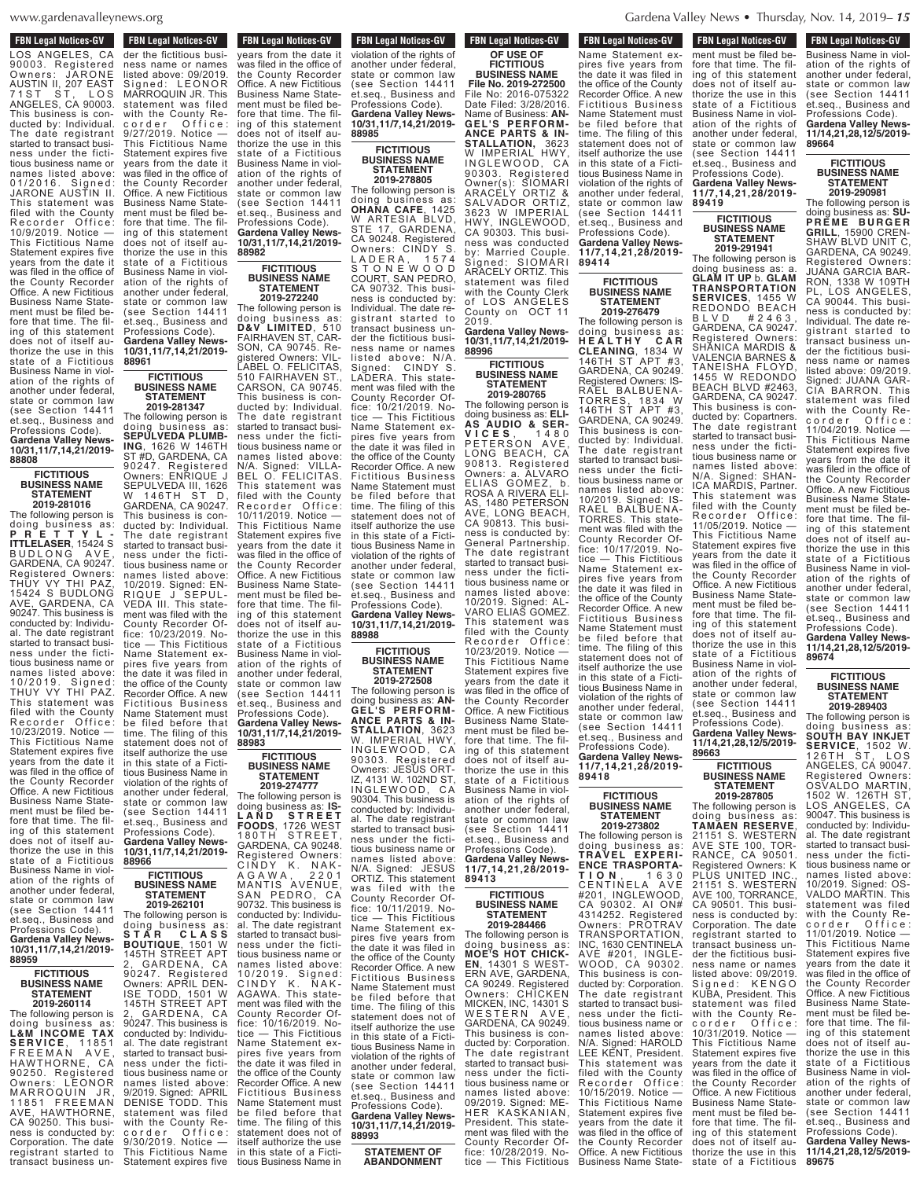LOS ANGELES, CA 90003. Registered Owners: JARONE AUSTIN II, 207 EAST 71ST ST, LOS ANGELES, CA 90003. This business is conducted by: Individual. The date registrant started to transact business under the fictitious business name or names listed above: 01/2016. Signed: JARONE AUSTIN II. This statement was filed with the County Recorder Office: 10/9/2019. Notice — This Fictitious Name Statement expires five years from the date it was filed in the office of the County Recorder Office. A new Fictitious Business Name Statement must be filed before that time. The filing of this statement does not of itself authorize the use in this state of a Fictitious Business Name in violation of the rights of another under federal, state or common law (see Section 14411 et.seq., Business and Professions Code).
**Gardena Valley News-10/31,11/7,14,21/2019-88808**

**FICTITIOUS BUSINESS NAME STATEMENT 2019-281016**

The following person is doing business as: **PRETTY-ITTLELASER**, 15424 S BUDLONG AVE, GARDENA, CA 90247. Registered Owners: THUY VY THI PAZ, 15424 S BUDLONG AVE, GARDENA, CA 90247. This business is conducted by: Individual. The date registrant started to transact business under the fictitious business name or names listed above: 10/2019. Signed: THUY VY THI PAZ. This statement was filed with the County Recorder Office: 10/23/2019. Notice — This Fictitious Name Statement expires five years from the date it was filed in the office of the County Recorder Office. A new Fictitious Business Name Statement must be filed before that time. The filing of this statement does not of itself authorize the use in this state of a Fictitious Business Name in violation of the rights of another under federal, state or common law (see Section 14411 et.seq., Business and Professions Code).
**Gardena Valley News-10/31,11/7,14,21/2019-88959**

**FICTITIOUS BUSINESS NAME STATEMENT 2019-260114**

The following person is doing business as: **L&M INCOME TAX SERVICE**, 11851 FREEMAN AVE, HAWTHORNE, CA 90250. Registered Owners: LEONOR MARROQUIN JR, 11851 FREEMAN AVE, HAWTHORNE, CA 90250. This business is conducted by: Corporation. The date registrant started to transact business under the fictitious business name or names listed above: 09/2019. Signed: LEONOR MARROQUIN JR. This statement was filed with the County Recorder Office: 9/27/2019. Notice — This Fictitious Name Statement expires five years from the date it was filed in the office of the County Recorder Office. A new Fictitious Business Name Statement must be filed before that time. The filing of this statement does not of itself authorize the use in this state of a Fictitious Business Name in violation of the rights of another under federal, state or common law (see Section 14411 et.seq., Business and Professions Code).
**Gardena Valley News-10/31,11/7,14,21/2019-88961**

**FICTITIOUS BUSINESS NAME STATEMENT 2019-281347**

The following person is doing business as: **SEPULVEDA PLUMBING**, 1626 W 146TH ST #D, GARDENA, CA 90247. Registered Owners: ENRIQUE J SEPULVEDA III, 1626 W 146TH ST D, GARDENA, CA 90247. This business is conducted by: Individual. The date registrant started to transact business under the fictitious business name or names listed above: 10/2019. Signed: ENRIQUE J SEPULVEDA III. This statement was filed with the County Recorder Office: 10/23/2019. Notice — This Fictitious Name Statement expires five years from the date it was filed in the office of the County Recorder Office. A new Fictitious Business Name Statement must be filed before that time. The filing of this statement does not of itself authorize the use in this state of a Fictitious Business Name in violation of the rights of another under federal, state or common law (see Section 14411 et.seq., Business and Professions Code).
**Gardena Valley News-10/31,11/7,14,21/2019-88966**

**FICTITIOUS BUSINESS NAME STATEMENT 2019-262101**

The following person is doing business as: **STAR CLASS BOUTIQUE**, 1501 W 145TH STREET APT 2, GARDENA, CA 90247. Registered Owners: APRIL DENISE TODD, 1501 W 145TH STREET APT 2, GARDENA, CA 90247. This business is conducted by: Individual. The date registrant started to transact business under the fictitious business name or names listed above: 9/2019. Signed: APRIL DENISE TODD. This statement was filed with the County Recorder Office: 9/30/2019. Notice — This Fictitious Name Statement expires five years from the date it was filed in the office of the County Recorder Office. A new Fictitious Business Name Statement must be filed before that time. The filing of this statement does not of itself authorize the use in this state of a Fictitious Business Name in violation of the rights of another under federal, state or common law (see Section 14411 et.seq., Business and Professions Code).
**Gardena Valley News-10/31,11/7,14,21/2019-88982**

**FICTITIOUS BUSINESS NAME STATEMENT 2019-272240**

The following person is doing business as: **D&V LIMITED**, 510 FAIRHAVEN ST, CARSON, CA 90745. Registered Owners: VILLABEL O. FELICITAS, 510 FAIRHAVEN ST., CARSON, CA 90745. This business is conducted by: Individual. The date registrant started to transact business under the fictitious business name or names listed above: N/A. Signed: VILLABEL O. FELICITAS. This statement was filed with the County Recorder Office: 10/11/2019. Notice — This Fictitious Name Statement expires five years from the date it was filed in the office of the County Recorder Office. A new Fictitious Business Name Statement must be filed before that time. The filing of this statement does not of itself authorize the use in this state of a Fictitious Business Name in violation of the rights of another under federal, state or common law (see Section 14411 et.seq., Business and Professions Code).
**Gardena Valley News-10/31,11/7,14,21/2019-88983**

**FICTITIOUS BUSINESS NAME STATEMENT 2019-274777**

The following person is doing business as: **ISLAND STREET FOODS**, 1726 WEST 180TH STREET, GARDENA, CA 90248. Registered Owners: CINDY K. NAKAGAWA, 2201 MANTIS AVENUE, SAN PEDRO, CA 90732. This business is conducted by: Individual. The date registrant started to transact business under the fictitious business name or names listed above: 10/2019. Signed: CINDY K. NAKAGAWA. This statement was filed with the County Recorder Office: 10/16/2019. Notice — This Fictitious Name Statement expires five years from the date it was filed in the office of the County Recorder Office. A new Fictitious Business Name Statement must be filed before that time. The filing of this statement does not of itself authorize the use in this state of a Fictitious Business Name in violation of the rights of another under federal, state or common law (see Section 14411 et.seq., Business and Professions Code).
**Gardena Valley News-10/31,11/7,14,21/2019-88985**

**FICTITIOUS BUSINESS NAME STATEMENT 2019-278805**

The following person is doing business as: **OHANA CAFE**, 1425 W ARTESIA BLVD, STE 17, GARDENA, CA 90248. Registered Owners: CINDY S. LADERA, 1574 STONEWOOD COURT, SAN PEDRO, CA 90732. This business is conducted by: Individual. The date registrant started to transact business under the fictitious business name or names listed above: N/A. Signed: CINDY S. LADERA. This statement was filed with the County Recorder Office: 10/21/2019. Notice — This Fictitious Name Statement expires five years from the date it was filed in the office of the County Recorder Office. A new Fictitious Business Name Statement must be filed before that time. The filing of this statement does not of itself authorize the use in this state of a Fictitious Business Name in violation of the rights of another under federal, state or common law (see Section 14411 et.seq., Business and Professions Code).
**Gardena Valley News-10/31,11/7,14,21/2019-88988**

**FICTITIOUS BUSINESS NAME STATEMENT 2019-272508**

The following person is doing business as: **ANGEL'S PERFORMANCE PARTS & INSTALLATION**, 3623 W. IMPERIAL HWY, INGLEWOOD, CA 90303. Registered Owners: JESUS ORTIZ, 4131 W. 102ND ST, INGLEWOOD, CA 90304. This business is conducted by: Individual. The date registrant started to transact business under the fictitious business name or names listed above: N/A. Signed: JESUS ORTIZ. This statement was filed with the County Recorder Office: 10/11/2019. Notice — This Fictitious Name Statement expires five years from the date it was filed in the office of the County Recorder Office. A new Fictitious Business Name Statement must be filed before that time. The filing of this statement does not of itself authorize the use in this state of a Fictitious Business Name in violation of the rights of another under federal, state or common law (see Section 14411 et.seq., Business and Professions Code).
**Gardena Valley News-10/31,11/7,14,21/2019-88993**

**STATEMENT OF ABANDONMENT OF USE OF FICTITIOUS BUSINESS NAME**

**File No. 2019-272500**
File No: 2016-075322
Date Filed: 3/28/2016.
Name of Business: **ANGEL'S PERFORMANCE PARTS & INSTALLATION**, 3623 W IMPERIAL HWY, INGLEWOOD, CA 90303. Registered Owner(s): SIOMARI ARACELY ORTIZ & SALVADOR ORTIZ, 3623 W IMPERIAL HWY, INGLEWOOD, CA 90303. This business was conducted by: Married Couple. Signed: SIOMARI ARACELY ORTIZ. This statement was filed with the County Clerk of LOS ANGELES County on OCT 11 2019.
**Gardena Valley News-10/31,11/7,14,21/2019-88996**

**FICTITIOUS BUSINESS NAME STATEMENT 2019-280765**

The following person is doing business as: **ELIAS AUDIO & SERVICES**, 1480 PETERSON AVE, LONG BEACH, CA 90813. Registered Owners: a. ALVARO ELIAS GOMEZ, b. ROSA A RIVERA ELIAS, 1480 PETERSON AVE, LONG BEACH, CA 90813. This business is conducted by: General Partnership. The date registrant started to transact business under the fictitious business name or names listed above: 10/2019. Signed: ALVARO ELIAS GOMEZ. This statement was filed with the County Recorder Office: 10/23/2019. Notice — This Fictitious Name Statement expires five years from the date it was filed in the office of the County Recorder Office. A new Fictitious Business Name Statement must be filed before that time. The filing of this statement does not of itself authorize the use in this state of a Fictitious Business Name in violation of the rights of another under federal, state or common law (see Section 14411 et.seq., Business and Professions Code).
**Gardena Valley News-11/7,14,21,28/2019-89413**

**FICTITIOUS BUSINESS NAME STATEMENT 2019-284466**

The following person is doing business as: **MOE'S HOT CHICKEN**, 14301 S WESTERN AVE, GARDENA, CA 90249. Registered Owners: CHICKEN MICKEN, INC, 14301 S WESTERN AVE, GARDENA, CA 90249. This business is conducted by: Corporation. The date registrant started to transact business under the fictitious business name or names listed above: 09/2019. Signed: MEHER KASKANIAN, President. This statement was filed with the County Recorder Office: 10/28/2019. Notice — This Fictitious Name Statement expires five years from the date it was filed in the office of the County Recorder Office. A new Fictitious Business Name Statement must be filed before that time. The filing of this statement does not of itself authorize the use in this state of a Fictitious Business Name in violation of the rights of another under federal, state or common law (see Section 14411 et.seq., Business and Professions Code).
**Gardena Valley News-11/7,14,21,28/2019-89414**

**FICTITIOUS BUSINESS NAME STATEMENT 2019-276479**

The following person is doing business as: **HEALTHY CAR CLEANING**, 1834 W 146TH ST APT #3, GARDENA, CA 90249. Registered Owners: ISRAEL BALBUENA-TORRES, 1834 W 146TH ST APT #3, GARDENA, CA 90249. This business is conducted by: Individual. The date registrant started to transact business under the fictitious business name or names listed above: 10/2019. Signed: ISRAEL BALBUENA-TORRES. This statement was filed with the County Recorder Office: 10/17/2019. Notice — This Fictitious Name Statement expires five years from the date it was filed in the office of the County Recorder Office. A new Fictitious Business Name Statement must be filed before that time. The filing of this statement does not of itself authorize the use in this state of a Fictitious Business Name in violation of the rights of another under federal, state or common law (see Section 14411 et.seq., Business and Professions Code).
**Gardena Valley News-11/7,14,21,28/2019-89418**

**FICTITIOUS BUSINESS NAME STATEMENT 2019-273802**

The following person is doing business as: **TRAVEL EXPERIENCE TRASPORTATION**, 1630 CENTINELA AVE #201, INGLEWOOD, CA 90302. AI ON# 4314252. Registered Owners: PROTRAV TRANSPORTATION, INC, 1630 CENTINELA AVE #201, INGLEWOOD, CA 90302. This business is conducted by: Corporation. The date registrant started to transact business under the fictitious business name or names listed above: N/A. Signed: HAROLD LEE KENT, President. This statement was filed with the County Recorder Office: 10/15/2019. Notice — This Fictitious Name Statement expires five years from the date it was filed in the office of the County Recorder Office. A new Fictitious Business Name Statement must be filed before that time. The filing of this statement does not of itself authorize the use in this state of a Fictitious Business Name in violation of the rights of another under federal, state or common law (see Section 14411 et.seq., Business and Professions Code).
**Gardena Valley News-11/7,14,21,28/2019-89419**

**FICTITIOUS BUSINESS NAME STATEMENT 2019-291941**

The following person is doing business as: a. **GLAM IT UP** b. **GLAM TRANSPORTATION SERVICES**, 1455 W REDONDO BEACH BLVD #2463, GARDENA, CA 90247. Registered Owners: SHANICA MARDIS & VALENCIA BARNES & TANEISHA FLOYD, 1455 W REDONDO BEACH BLVD #2463, GARDENA, CA 90247. This business is conducted by: Copartners. The date registrant started to transact business under the fictitious business name or names listed above: N/A. Signed: SHANICA MARDIS, Partner. This statement was filed with the County Recorder Office: 11/05/2019. Notice — This Fictitious Name Statement expires five years from the date it was filed in the office of the County Recorder Office. A new Fictitious Business Name Statement must be filed before that time. The filing of this statement does not of itself authorize the use in this state of a Fictitious Business Name in violation of the rights of another under federal, state or common law (see Section 14411 et.seq., Business and Professions Code).
**Gardena Valley News-11/14,21,28,12/5/2019-89663**

**FICTITIOUS BUSINESS NAME STATEMENT 2019-287805**

The following person is doing business as: **TAMAEN RESERVE**, 21151 S. WESTERN AVE STE 100, TORRANCE, CA 90501. Registered Owners: K PLUS UNITED INC., 21151 S. WESTERN AVE 100, TORRANCE, CA 90501. This business is conducted by: Corporation. The date registrant started to transact business under the fictitious business name or names listed above: 09/2019. Signed: KENGO KUBA, President. This statement was filed with the County Recorder Office: 10/31/2019. Notice — This Fictitious Name Statement expires five years from the date it was filed in the office of the County Recorder Office. A new Fictitious Business Name Statement must be filed before that time. The filing of this statement does not of itself authorize the use in this state of a Fictitious Business Name in violation of the rights of another under federal, state or common law (see Section 14411 et.seq., Business and Professions Code).
**Gardena Valley News-11/14,21,28,12/5/2019-89664**

**FICTITIOUS BUSINESS NAME STATEMENT 2019-290981**

The following person is doing business as: **SUPREME BURGER GRILL**, 15900 CRENSHAW BLVD UNIT C, GARDENA, CA 90249. Registered Owners: JUANA GARCIA BARRON, 1338 W 109TH PL, LOS ANGELES, CA 90044. This business is conducted by: Individual. The date registrant started to transact business under the fictitious business name or names listed above: 09/2019. Signed: JUANA GARCIA BARRON. This statement was filed with the County Recorder Office: 11/04/2019. Notice — This Fictitious Name Statement expires five years from the date it was filed in the office of the County Recorder Office. A new Fictitious Business Name Statement must be filed before that time. The filing of this statement does not of itself authorize the use in this state of a Fictitious Business Name in violation of the rights of another under federal, state or common law (see Section 14411 et.seq., Business and Professions Code).
**Gardena Valley News-11/14,21,28,12/5/2019-89674**

**FICTITIOUS BUSINESS NAME STATEMENT 2019-289403**

The following person is doing business as: **SOUTH BAY INKJET SERVICE**, 1502 W. 126TH ST, LOS ANGELES, CA 90047. Registered Owners: OSVALDO MARTIN, 1502 W. 126TH ST, LOS ANGELES, CA 90047. This business is conducted by: Individual. The date registrant started to transact business under the fictitious business name or names listed above: 10/2019. Signed: OSVALDO MARTIN. This statement was filed with the County Recorder Office: 11/01/2019. Notice — This Fictitious Name Statement expires five years from the date it was filed in the office of the County Recorder Office. A new Fictitious Business Name Statement must be filed before that time. The filing of this statement does not of itself authorize the use in this state of a Fictitious Business Name in violation of the rights of another under federal, state or common law (see Section 14411 et.seq., Business and Professions Code).
**Gardena Valley News-11/14,21,28,12/5/2019-89675**